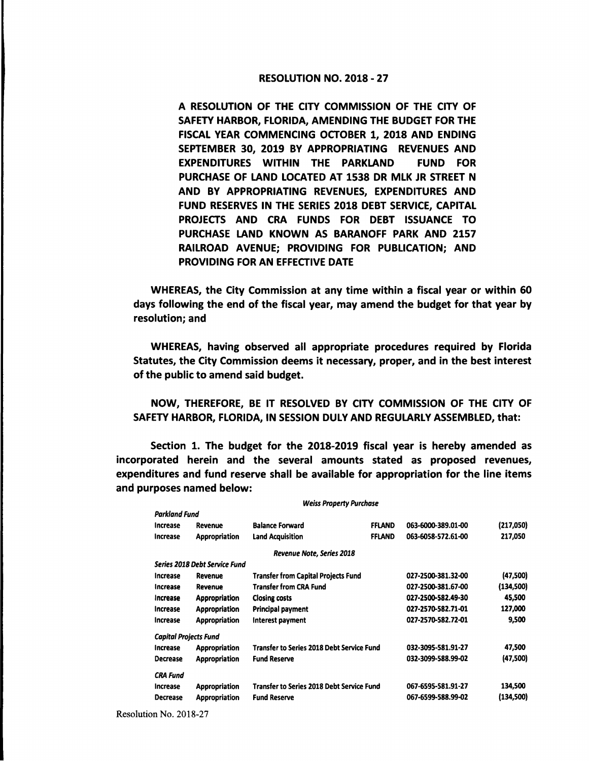# RESOLUTION NO. 2018 - 27

**A RESOLUTION OF THE CITY COMMISSION OF THE CITY OF SAFETY HARBOR, FLORIDA, AMENDING THE BUDGET FOR THE FISCAL YEAR COMMENCING OCTOBER 1, 2018 AND ENDING SEPTEMBER 30, 2019 BY APPROPRIATING REVENUES AND EXPENDITURES WITHIN THE PARKLAND FUND FOR PURCHASE OF LAND LOCATED AT 1538 DR MLK JR STREET N AND BY APPROPRIATING REVENUES, EXPENDITURES AND FUND RESERVES IN THE SERIES 2018 DEBT SERVICE, CAPITAL PROJECTS AND CRA FUNDS FOR DEBT ISSUANCE TO PURCHASE LAND KNOWN AS BARANOFF PARK AND 2157 RAILROAD AVENUE; PROVIDING FOR PUBLICATION; AND PROVIDING FOR AN EFFECTIVE DATE**

**WHEREAS, the City Commission at any time within a fiscal year or within 60 days following the end of the fiscal year, may amend the budget for that year by resolution; and**

**WHEREAS, having observed all appropriate procedures required by Florida Statutes, the City Commission deems it necessary, proper, and in the best interest of the public to amend said budget.**

**NOW, THEREFORE, BE IT RESOLVED BY CITY COMMISSION OF THE CITY OF SAFETY HARBOR, FLORIDA, IN SESSION DULY AND REGULARLY ASSEMBLED, that:**

**Section 1. The budget for the 2018-2019 fiscal year is hereby amended as incorporated herein and the several amounts stated as proposed revenues, expenditures and fund reserve shall be available for appropriation for the line items and purposes named below:**

| | | *Weiss Property Purchase* | | | |
|---|---|---|---|---|---|
| ***Parkland Fund*** | | | | | |
| Increase | Revenue | Balance Forward | FFLAND | 063-6000-389.01-00 | (217,050) |
| Increase | Appropriation | Land Acquisition | FFLAND | 063-6058-572.61-00 | 217,050 |
| | | *Revenue Note, Series 2018* | | | |
| ***Series 2018 Debt Service Fund*** | | | | | |
| Increase | Revenue | Transfer from Capital Projects Fund | | 027-2500-381.32-00 | (47,500) |
| Increase | Revenue | Transfer from CRA Fund | | 027-2500-381.67-00 | (134,500) |
| Increase | Appropriation | Closing costs | | 027-2500-582.49-30 | 45,500 |
| Increase | Appropriation | Principal payment | | 027-2570-582.71-01 | 127,000 |
| Increase | Appropriation | Interest payment | | 027-2570-582.72-01 | 9,500 |
| ***Capital Projects Fund*** | | | | | |
| Increase | Appropriation | Transfer to Series 2018 Debt Service Fund | | 032-3095-581.91-27 | 47,500 |
| Decrease | Appropriation | Fund Reserve | | 032-3099-588.99-02 | (47,500) |
| ***CRA Fund*** | | | | | |
| Increase | Appropriation | Transfer to Series 2018 Debt Service Fund | | 067-6595-581.91-27 | 134,500 |
| Decrease | Appropriation | Fund Reserve | | 067-6599-588.99-02 | (134,500) |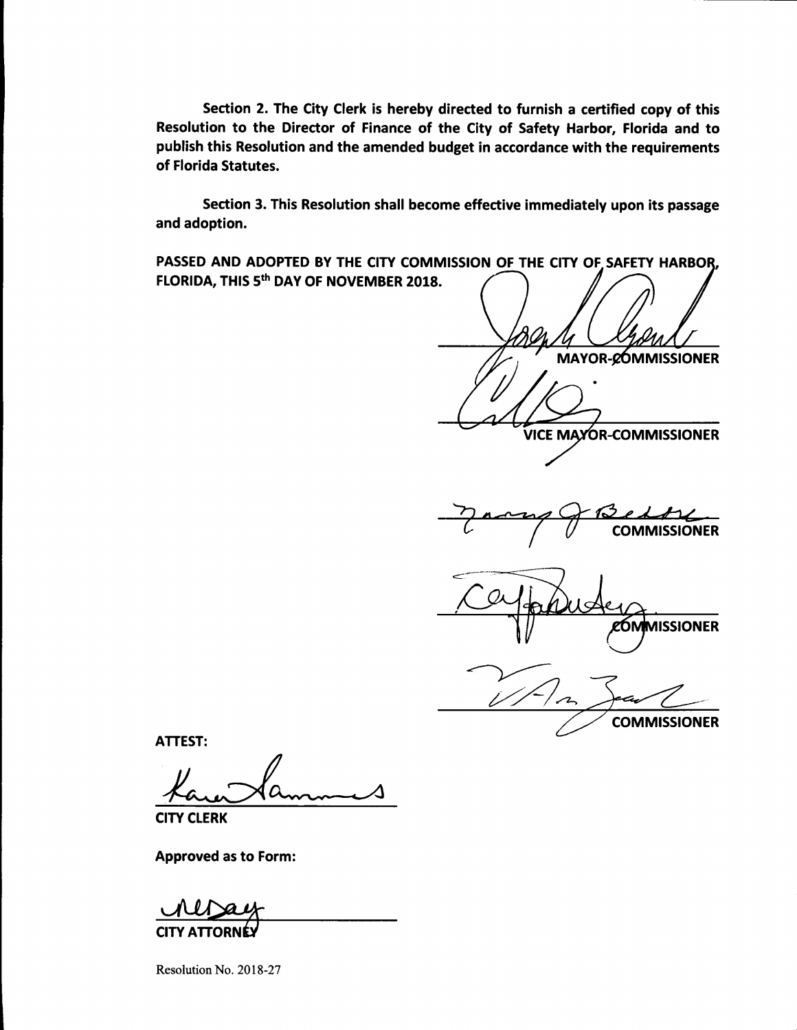**Section 2. The City Clerk is hereby directed to furnish a certified copy of this Resolution to the Director of Finance of the City of Safety Harbor, Florida and to publish this Resolution and the amended budget in accordance with the requirements of Florida Statutes.**

**Section 3. This Resolution shall become effective immediately upon its passage and adoption.**

**PASSED AND ADOPTED BY THE CITY COMMISSION OF THE CITY OF SAFETY HARBOR, FLORIDA, THIS 5th DAY OF NOVEMBER 2018.**

**MAYOR-COMMISSIONER**

**VICE MAYOR-COMMISSIONER**

**COMMISSIONER**

**COMMISSIONER**

**COMMISSIONER**

**ATTEST:**

**CITY CLERK**

**Approved as to Form:**

**CITY ATTORNEY**

Resolution No. 2018-27